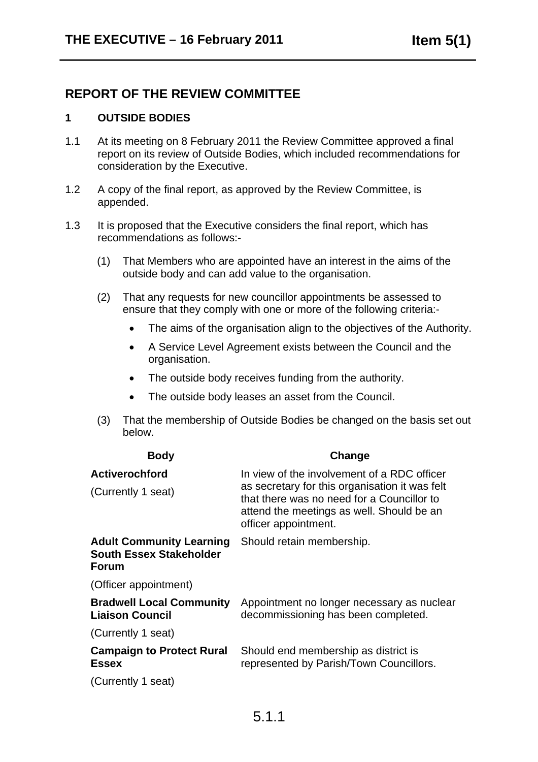# REPORT OF THE REVIEW COMMITTEE

## 1 OUTSIDE BODIES

1.1 At its meeting on 8 February 2011 the Review Committee approved a final report on its review of Outside Bodies, which included recommendations for consideration by the Executive.

1.2 A copy of the final report, as approved by the Review Committee, is appended.

1.3 It is proposed that the Executive considers the final report, which has recommendations as follows:-

(1) That Members who are appointed have an interest in the aims of the outside body and can add value to the organisation.

(2) That any requests for new councillor appointments be assessed to ensure that they comply with one or more of the following criteria:-

- The aims of the organisation align to the objectives of the Authority.
- A Service Level Agreement exists between the Council and the organisation.
- The outside body receives funding from the authority.
- The outside body leases an asset from the Council.

(3) That the membership of Outside Bodies be changed on the basis set out below.

| Body | Change |
|---|---|
| **Activerochford**<br>(Currently 1 seat) | In view of the involvement of a RDC officer as secretary for this organisation it was felt that there was no need for a Councillor to attend the meetings as well. Should be an officer appointment. |
| **Adult Community Learning South Essex Stakeholder Forum**<br>(Officer appointment) | Should retain membership. |
| **Bradwell Local Community Liaison Council**<br>(Currently 1 seat) | Appointment no longer necessary as nuclear decommissioning has been completed. |
| **Campaign to Protect Rural Essex**<br>(Currently 1 seat) | Should end membership as district is represented by Parish/Town Councillors. |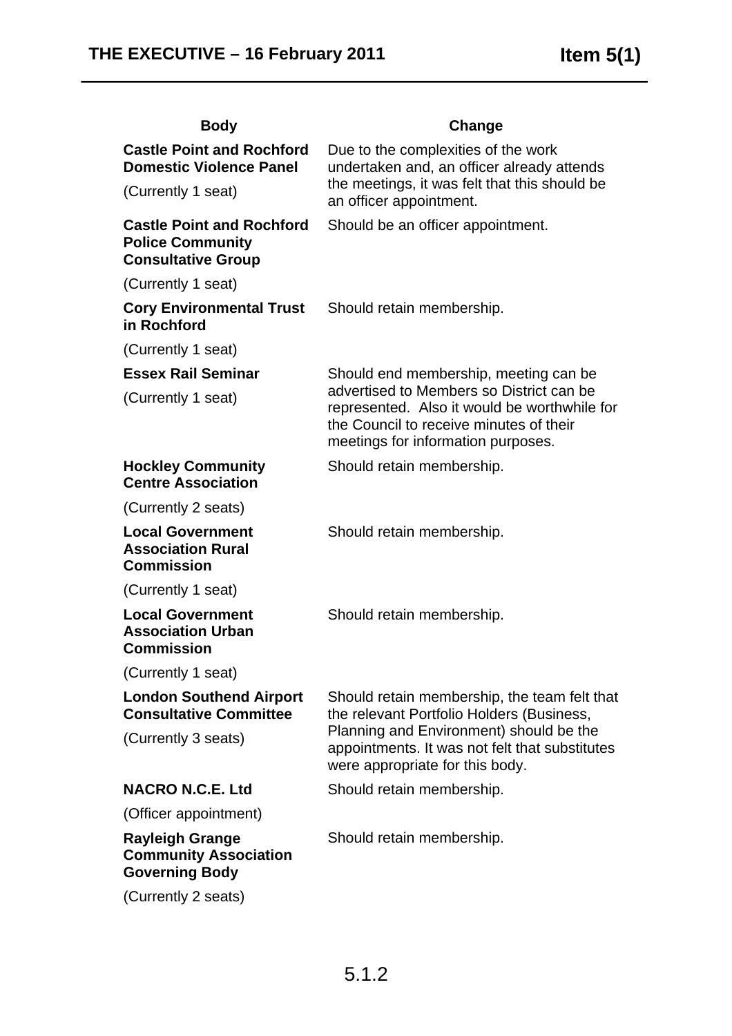| Body | Change |
| --- | --- |
| **Castle Point and Rochford Domestic Violence Panel**<br>(Currently 1 seat) | Due to the complexities of the work undertaken and, an officer already attends the meetings, it was felt that this should be an officer appointment. |
| **Castle Point and Rochford Police Community Consultative Group**<br>(Currently 1 seat) | Should be an officer appointment. |
| **Cory Environmental Trust in Rochford**<br>(Currently 1 seat) | Should retain membership. |
| **Essex Rail Seminar**<br>(Currently 1 seat) | Should end membership, meeting can be advertised to Members so District can be represented. Also it would be worthwhile for the Council to receive minutes of their meetings for information purposes. |
| **Hockley Community Centre Association**<br>(Currently 2 seats) | Should retain membership. |
| **Local Government Association Rural Commission**<br>(Currently 1 seat) | Should retain membership. |
| **Local Government Association Urban Commission**<br>(Currently 1 seat) | Should retain membership. |
| **London Southend Airport Consultative Committee**<br>(Currently 3 seats) | Should retain membership, the team felt that the relevant Portfolio Holders (Business, Planning and Environment) should be the appointments. It was not felt that substitutes were appropriate for this body. |
| **NACRO N.C.E. Ltd**<br>(Officer appointment) | Should retain membership. |
| **Rayleigh Grange Community Association Governing Body**<br>(Currently 2 seats) | Should retain membership. |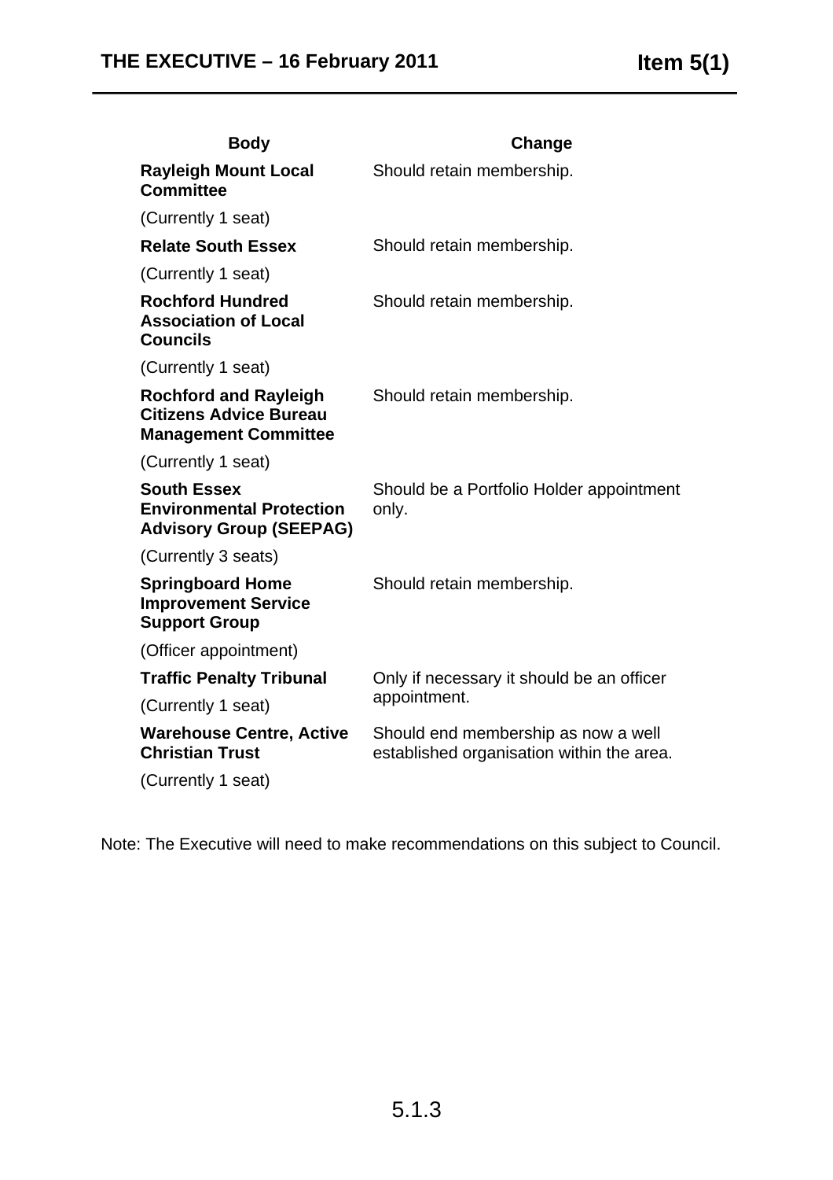| Body | Change |
|---|---|
| **Rayleigh Mount Local Committee**<br>(Currently 1 seat) | Should retain membership. |
| **Relate South Essex**<br>(Currently 1 seat) | Should retain membership. |
| **Rochford Hundred Association of Local Councils**<br>(Currently 1 seat) | Should retain membership. |
| **Rochford and Rayleigh Citizens Advice Bureau Management Committee**<br>(Currently 1 seat) | Should retain membership. |
| **South Essex Environmental Protection Advisory Group (SEEPAG)**<br>(Currently 3 seats) | Should be a Portfolio Holder appointment only. |
| **Springboard Home Improvement Service Support Group**<br>(Officer appointment) | Should retain membership. |
| **Traffic Penalty Tribunal**<br>(Currently 1 seat) | Only if necessary it should be an officer appointment. |
| **Warehouse Centre, Active Christian Trust**<br>(Currently 1 seat) | Should end membership as now a well established organisation within the area. |

Note: The Executive will need to make recommendations on this subject to Council.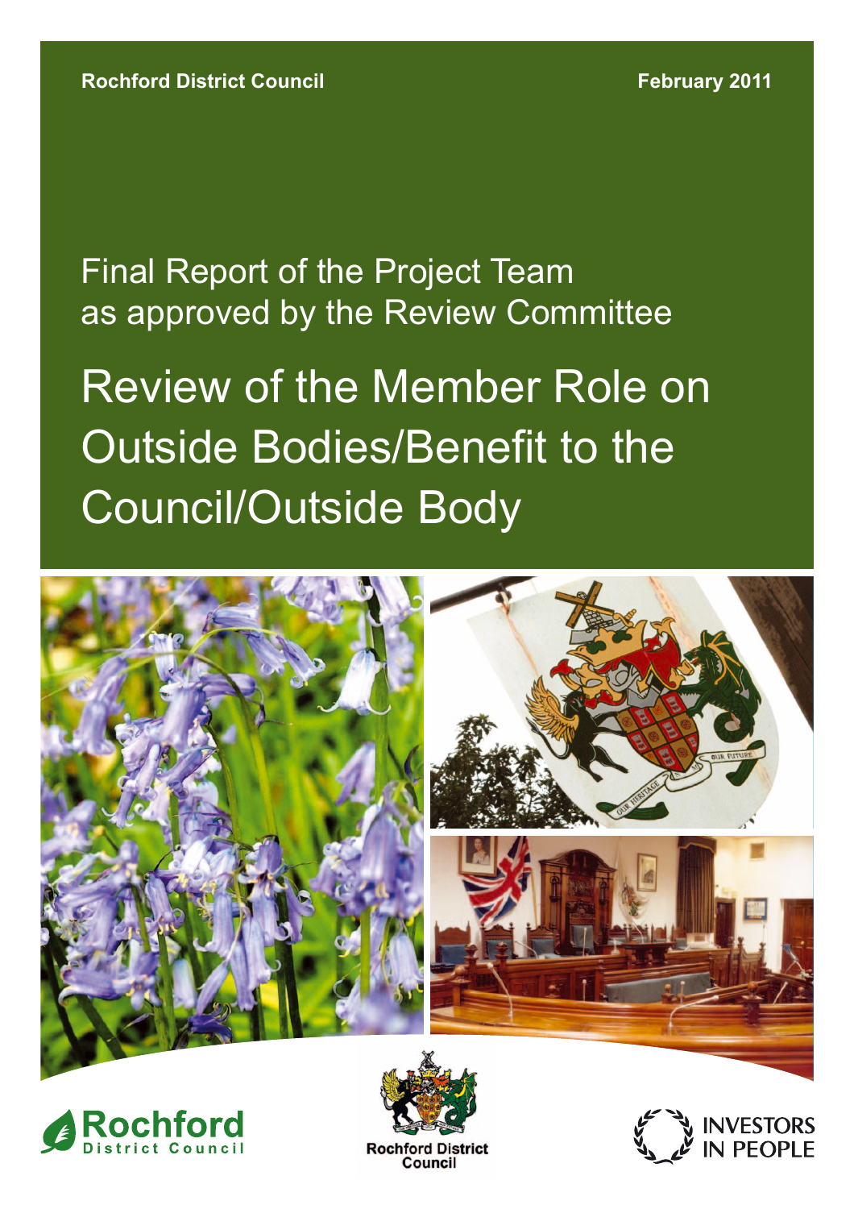Rochford District Council

February 2011

Final Report of the Project Team
as approved by the Review Committee

# Review of the Member Role on Outside Bodies/Benefit to the Council/Outside Body

Rochford District Council

Rochford District Council

INVESTORS IN PEOPLE